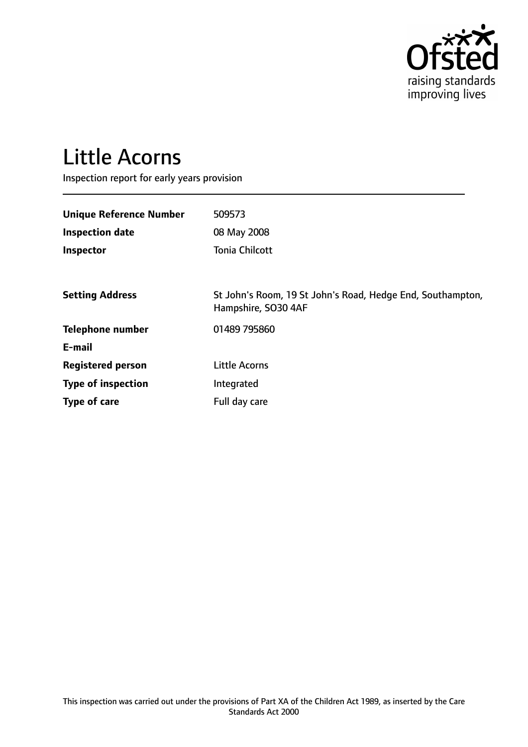# Little Acorns

Inspection report for early years provision

| | |
|---|---|
| **Unique Reference Number** | 509573 |
| **Inspection date** | 08 May 2008 |
| **Inspector** | Tonia Chilcott |
| | |
| **Setting Address** | St John's Room, 19 St John's Road, Hedge End, Southampton, Hampshire, SO30 4AF |
| **Telephone number** | 01489 795860 |
| **E-mail** | |
| **Registered person** | Little Acorns |
| **Type of inspection** | Integrated |
| **Type of care** | Full day care |

This inspection was carried out under the provisions of Part XA of the Children Act 1989, as inserted by the Care Standards Act 2000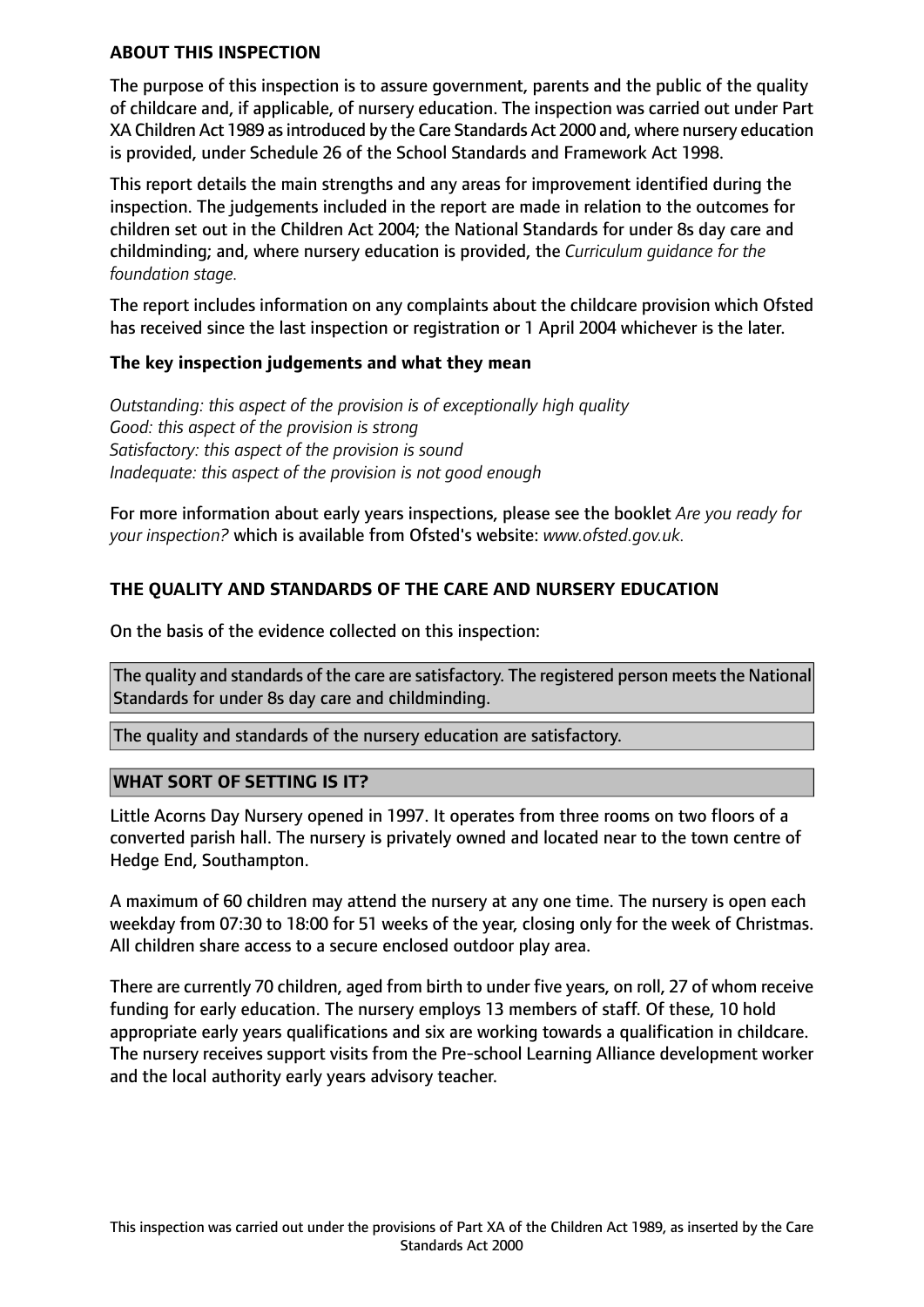## ABOUT THIS INSPECTION

The purpose of this inspection is to assure government, parents and the public of the quality of childcare and, if applicable, of nursery education. The inspection was carried out under Part XA Children Act 1989 as introduced by the Care Standards Act 2000 and, where nursery education is provided, under Schedule 26 of the School Standards and Framework Act 1998.

This report details the main strengths and any areas for improvement identified during the inspection. The judgements included in the report are made in relation to the outcomes for children set out in the Children Act 2004; the National Standards for under 8s day care and childminding; and, where nursery education is provided, the *Curriculum guidance for the foundation stage.*

The report includes information on any complaints about the childcare provision which Ofsted has received since the last inspection or registration or 1 April 2004 whichever is the later.

### The key inspection judgements and what they mean

*Outstanding: this aspect of the provision is of exceptionally high quality*
*Good: this aspect of the provision is strong*
*Satisfactory: this aspect of the provision is sound*
*Inadequate: this aspect of the provision is not good enough*

For more information about early years inspections, please see the booklet *Are you ready for your inspection?* which is available from Ofsted's website: *www.ofsted.gov.uk.*

## THE QUALITY AND STANDARDS OF THE CARE AND NURSERY EDUCATION

On the basis of the evidence collected on this inspection:

The quality and standards of the care are satisfactory. The registered person meets the National Standards for under 8s day care and childminding.

The quality and standards of the nursery education are satisfactory.

## WHAT SORT OF SETTING IS IT?

Little Acorns Day Nursery opened in 1997. It operates from three rooms on two floors of a converted parish hall. The nursery is privately owned and located near to the town centre of Hedge End, Southampton.

A maximum of 60 children may attend the nursery at any one time. The nursery is open each weekday from 07:30 to 18:00 for 51 weeks of the year, closing only for the week of Christmas. All children share access to a secure enclosed outdoor play area.

There are currently 70 children, aged from birth to under five years, on roll, 27 of whom receive funding for early education. The nursery employs 13 members of staff. Of these, 10 hold appropriate early years qualifications and six are working towards a qualification in childcare. The nursery receives support visits from the Pre-school Learning Alliance development worker and the local authority early years advisory teacher.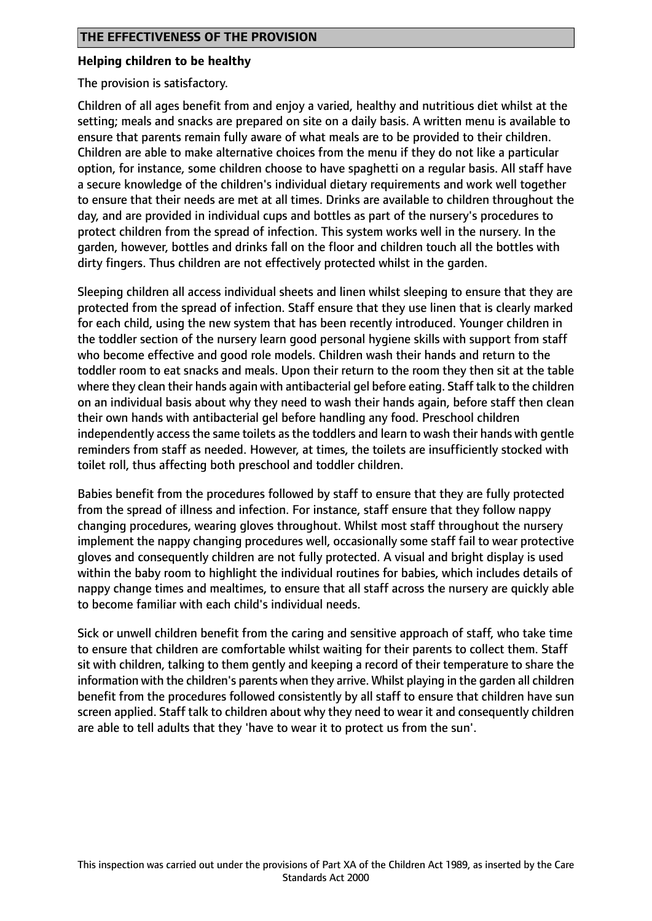## THE EFFECTIVENESS OF THE PROVISION

### Helping children to be healthy

The provision is satisfactory.

Children of all ages benefit from and enjoy a varied, healthy and nutritious diet whilst at the setting; meals and snacks are prepared on site on a daily basis. A written menu is available to ensure that parents remain fully aware of what meals are to be provided to their children. Children are able to make alternative choices from the menu if they do not like a particular option, for instance, some children choose to have spaghetti on a regular basis. All staff have a secure knowledge of the children's individual dietary requirements and work well together to ensure that their needs are met at all times. Drinks are available to children throughout the day, and are provided in individual cups and bottles as part of the nursery's procedures to protect children from the spread of infection. This system works well in the nursery. In the garden, however, bottles and drinks fall on the floor and children touch all the bottles with dirty fingers. Thus children are not effectively protected whilst in the garden.

Sleeping children all access individual sheets and linen whilst sleeping to ensure that they are protected from the spread of infection. Staff ensure that they use linen that is clearly marked for each child, using the new system that has been recently introduced. Younger children in the toddler section of the nursery learn good personal hygiene skills with support from staff who become effective and good role models. Children wash their hands and return to the toddler room to eat snacks and meals. Upon their return to the room they then sit at the table where they clean their hands again with antibacterial gel before eating. Staff talk to the children on an individual basis about why they need to wash their hands again, before staff then clean their own hands with antibacterial gel before handling any food. Preschool children independently access the same toilets as the toddlers and learn to wash their hands with gentle reminders from staff as needed. However, at times, the toilets are insufficiently stocked with toilet roll, thus affecting both preschool and toddler children.

Babies benefit from the procedures followed by staff to ensure that they are fully protected from the spread of illness and infection. For instance, staff ensure that they follow nappy changing procedures, wearing gloves throughout. Whilst most staff throughout the nursery implement the nappy changing procedures well, occasionally some staff fail to wear protective gloves and consequently children are not fully protected. A visual and bright display is used within the baby room to highlight the individual routines for babies, which includes details of nappy change times and mealtimes, to ensure that all staff across the nursery are quickly able to become familiar with each child's individual needs.

Sick or unwell children benefit from the caring and sensitive approach of staff, who take time to ensure that children are comfortable whilst waiting for their parents to collect them. Staff sit with children, talking to them gently and keeping a record of their temperature to share the information with the children's parents when they arrive. Whilst playing in the garden all children benefit from the procedures followed consistently by all staff to ensure that children have sun screen applied. Staff talk to children about why they need to wear it and consequently children are able to tell adults that they 'have to wear it to protect us from the sun'.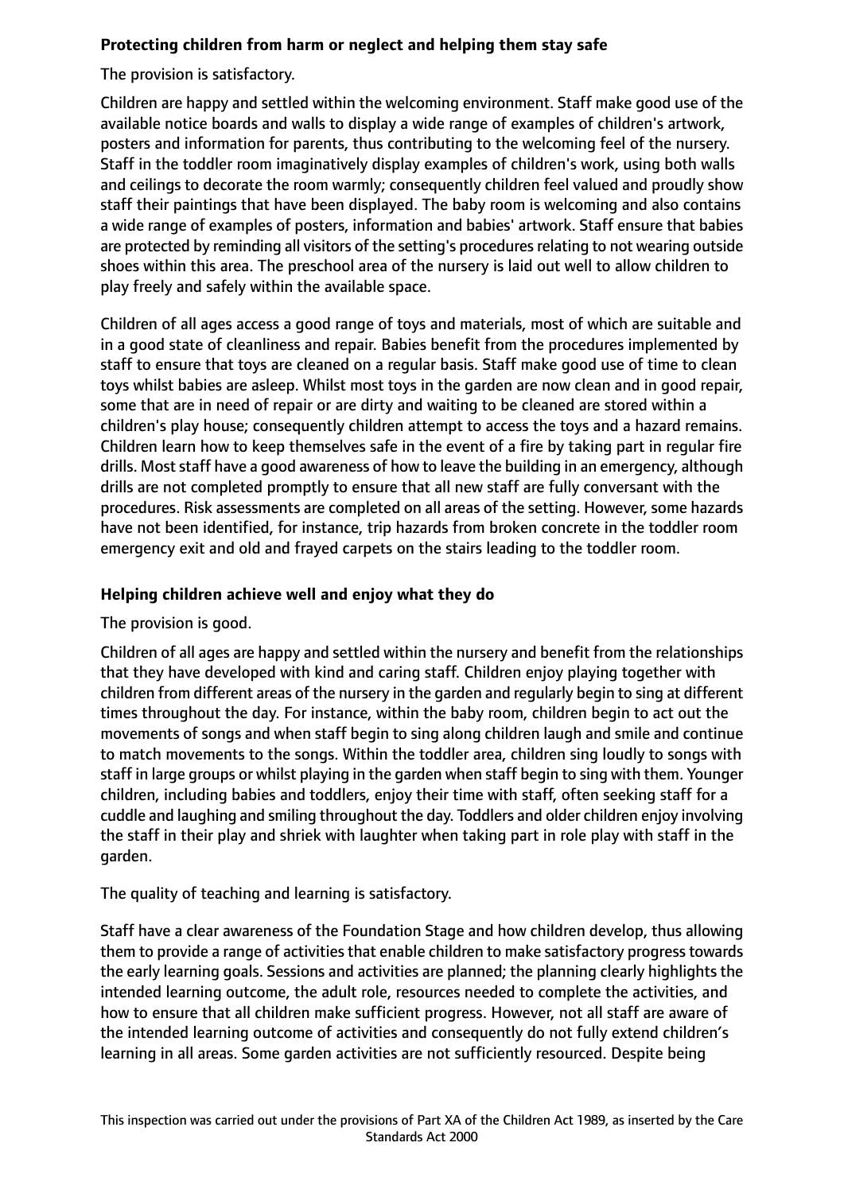**Protecting children from harm or neglect and helping them stay safe**

The provision is satisfactory.

Children are happy and settled within the welcoming environment. Staff make good use of the available notice boards and walls to display a wide range of examples of children's artwork, posters and information for parents, thus contributing to the welcoming feel of the nursery. Staff in the toddler room imaginatively display examples of children's work, using both walls and ceilings to decorate the room warmly; consequently children feel valued and proudly show staff their paintings that have been displayed. The baby room is welcoming and also contains a wide range of examples of posters, information and babies' artwork. Staff ensure that babies are protected by reminding all visitors of the setting's procedures relating to not wearing outside shoes within this area. The preschool area of the nursery is laid out well to allow children to play freely and safely within the available space.

Children of all ages access a good range of toys and materials, most of which are suitable and in a good state of cleanliness and repair. Babies benefit from the procedures implemented by staff to ensure that toys are cleaned on a regular basis. Staff make good use of time to clean toys whilst babies are asleep. Whilst most toys in the garden are now clean and in good repair, some that are in need of repair or are dirty and waiting to be cleaned are stored within a children's play house; consequently children attempt to access the toys and a hazard remains. Children learn how to keep themselves safe in the event of a fire by taking part in regular fire drills. Most staff have a good awareness of how to leave the building in an emergency, although drills are not completed promptly to ensure that all new staff are fully conversant with the procedures. Risk assessments are completed on all areas of the setting. However, some hazards have not been identified, for instance, trip hazards from broken concrete in the toddler room emergency exit and old and frayed carpets on the stairs leading to the toddler room.

**Helping children achieve well and enjoy what they do**

The provision is good.

Children of all ages are happy and settled within the nursery and benefit from the relationships that they have developed with kind and caring staff. Children enjoy playing together with children from different areas of the nursery in the garden and regularly begin to sing at different times throughout the day. For instance, within the baby room, children begin to act out the movements of songs and when staff begin to sing along children laugh and smile and continue to match movements to the songs. Within the toddler area, children sing loudly to songs with staff in large groups or whilst playing in the garden when staff begin to sing with them. Younger children, including babies and toddlers, enjoy their time with staff, often seeking staff for a cuddle and laughing and smiling throughout the day. Toddlers and older children enjoy involving the staff in their play and shriek with laughter when taking part in role play with staff in the garden.

The quality of teaching and learning is satisfactory.

Staff have a clear awareness of the Foundation Stage and how children develop, thus allowing them to provide a range of activities that enable children to make satisfactory progress towards the early learning goals. Sessions and activities are planned; the planning clearly highlights the intended learning outcome, the adult role, resources needed to complete the activities, and how to ensure that all children make sufficient progress. However, not all staff are aware of the intended learning outcome of activities and consequently do not fully extend children's learning in all areas. Some garden activities are not sufficiently resourced. Despite being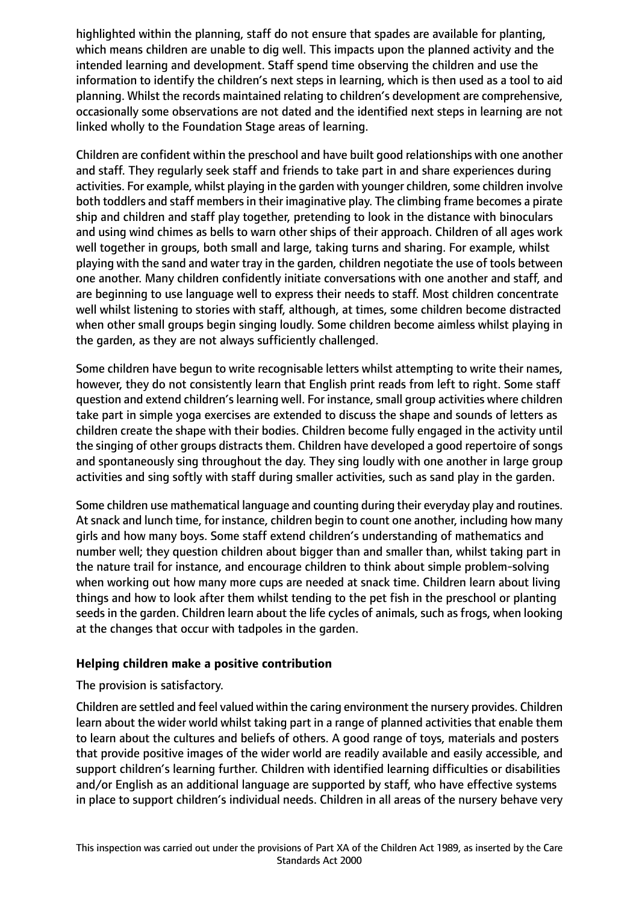highlighted within the planning, staff do not ensure that spades are available for planting, which means children are unable to dig well. This impacts upon the planned activity and the intended learning and development. Staff spend time observing the children and use the information to identify the children's next steps in learning, which is then used as a tool to aid planning. Whilst the records maintained relating to children's development are comprehensive, occasionally some observations are not dated and the identified next steps in learning are not linked wholly to the Foundation Stage areas of learning.

Children are confident within the preschool and have built good relationships with one another and staff. They regularly seek staff and friends to take part in and share experiences during activities. For example, whilst playing in the garden with younger children, some children involve both toddlers and staff members in their imaginative play. The climbing frame becomes a pirate ship and children and staff play together, pretending to look in the distance with binoculars and using wind chimes as bells to warn other ships of their approach. Children of all ages work well together in groups, both small and large, taking turns and sharing. For example, whilst playing with the sand and water tray in the garden, children negotiate the use of tools between one another. Many children confidently initiate conversations with one another and staff, and are beginning to use language well to express their needs to staff. Most children concentrate well whilst listening to stories with staff, although, at times, some children become distracted when other small groups begin singing loudly. Some children become aimless whilst playing in the garden, as they are not always sufficiently challenged.

Some children have begun to write recognisable letters whilst attempting to write their names, however, they do not consistently learn that English print reads from left to right. Some staff question and extend children's learning well. For instance, small group activities where children take part in simple yoga exercises are extended to discuss the shape and sounds of letters as children create the shape with their bodies. Children become fully engaged in the activity until the singing of other groups distracts them. Children have developed a good repertoire of songs and spontaneously sing throughout the day. They sing loudly with one another in large group activities and sing softly with staff during smaller activities, such as sand play in the garden.

Some children use mathematical language and counting during their everyday play and routines. At snack and lunch time, for instance, children begin to count one another, including how many girls and how many boys. Some staff extend children's understanding of mathematics and number well; they question children about bigger than and smaller than, whilst taking part in the nature trail for instance, and encourage children to think about simple problem-solving when working out how many more cups are needed at snack time. Children learn about living things and how to look after them whilst tending to the pet fish in the preschool or planting seeds in the garden. Children learn about the life cycles of animals, such as frogs, when looking at the changes that occur with tadpoles in the garden.

**Helping children make a positive contribution**

The provision is satisfactory.

Children are settled and feel valued within the caring environment the nursery provides. Children learn about the wider world whilst taking part in a range of planned activities that enable them to learn about the cultures and beliefs of others. A good range of toys, materials and posters that provide positive images of the wider world are readily available and easily accessible, and support children's learning further. Children with identified learning difficulties or disabilities and/or English as an additional language are supported by staff, who have effective systems in place to support children's individual needs. Children in all areas of the nursery behave very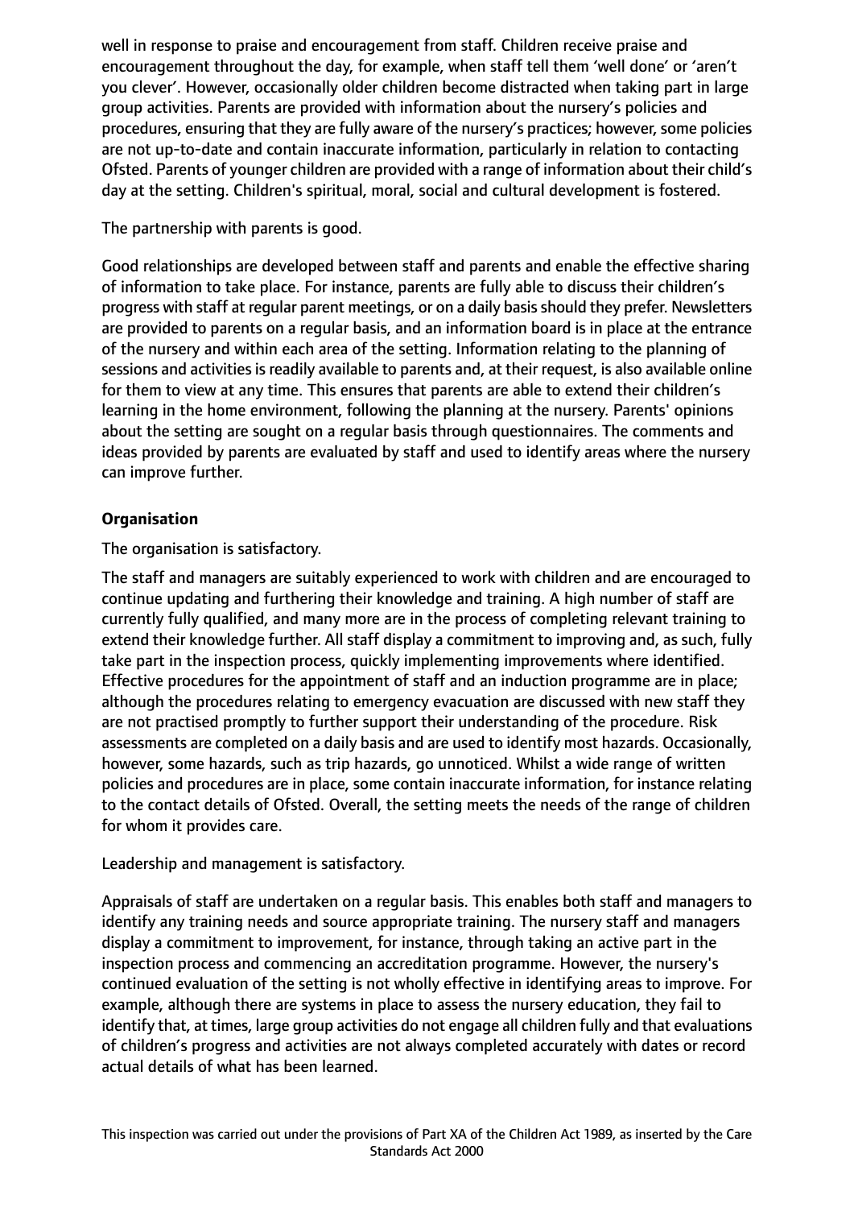well in response to praise and encouragement from staff. Children receive praise and encouragement throughout the day, for example, when staff tell them 'well done' or 'aren't you clever'. However, occasionally older children become distracted when taking part in large group activities. Parents are provided with information about the nursery's policies and procedures, ensuring that they are fully aware of the nursery's practices; however, some policies are not up-to-date and contain inaccurate information, particularly in relation to contacting Ofsted. Parents of younger children are provided with a range of information about their child's day at the setting. Children's spiritual, moral, social and cultural development is fostered.

The partnership with parents is good.

Good relationships are developed between staff and parents and enable the effective sharing of information to take place. For instance, parents are fully able to discuss their children's progress with staff at regular parent meetings, or on a daily basis should they prefer. Newsletters are provided to parents on a regular basis, and an information board is in place at the entrance of the nursery and within each area of the setting. Information relating to the planning of sessions and activities is readily available to parents and, at their request, is also available online for them to view at any time. This ensures that parents are able to extend their children's learning in the home environment, following the planning at the nursery. Parents' opinions about the setting are sought on a regular basis through questionnaires. The comments and ideas provided by parents are evaluated by staff and used to identify areas where the nursery can improve further.

**Organisation**

The organisation is satisfactory.

The staff and managers are suitably experienced to work with children and are encouraged to continue updating and furthering their knowledge and training. A high number of staff are currently fully qualified, and many more are in the process of completing relevant training to extend their knowledge further. All staff display a commitment to improving and, as such, fully take part in the inspection process, quickly implementing improvements where identified. Effective procedures for the appointment of staff and an induction programme are in place; although the procedures relating to emergency evacuation are discussed with new staff they are not practised promptly to further support their understanding of the procedure. Risk assessments are completed on a daily basis and are used to identify most hazards. Occasionally, however, some hazards, such as trip hazards, go unnoticed. Whilst a wide range of written policies and procedures are in place, some contain inaccurate information, for instance relating to the contact details of Ofsted. Overall, the setting meets the needs of the range of children for whom it provides care.

Leadership and management is satisfactory.

Appraisals of staff are undertaken on a regular basis. This enables both staff and managers to identify any training needs and source appropriate training. The nursery staff and managers display a commitment to improvement, for instance, through taking an active part in the inspection process and commencing an accreditation programme. However, the nursery's continued evaluation of the setting is not wholly effective in identifying areas to improve. For example, although there are systems in place to assess the nursery education, they fail to identify that, at times, large group activities do not engage all children fully and that evaluations of children's progress and activities are not always completed accurately with dates or record actual details of what has been learned.

This inspection was carried out under the provisions of Part XA of the Children Act 1989, as inserted by the Care Standards Act 2000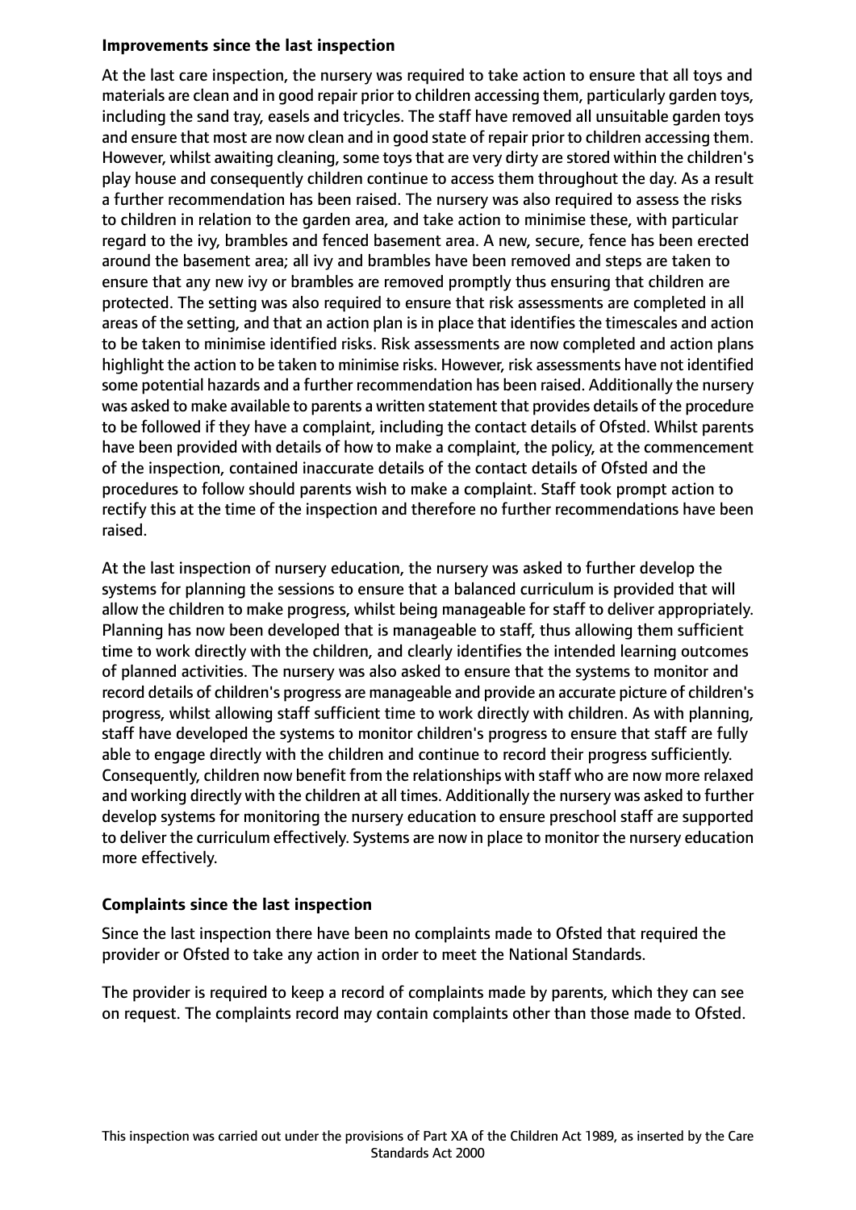## Improvements since the last inspection

At the last care inspection, the nursery was required to take action to ensure that all toys and materials are clean and in good repair prior to children accessing them, particularly garden toys, including the sand tray, easels and tricycles. The staff have removed all unsuitable garden toys and ensure that most are now clean and in good state of repair prior to children accessing them. However, whilst awaiting cleaning, some toys that are very dirty are stored within the children's play house and consequently children continue to access them throughout the day. As a result a further recommendation has been raised. The nursery was also required to assess the risks to children in relation to the garden area, and take action to minimise these, with particular regard to the ivy, brambles and fenced basement area. A new, secure, fence has been erected around the basement area; all ivy and brambles have been removed and steps are taken to ensure that any new ivy or brambles are removed promptly thus ensuring that children are protected. The setting was also required to ensure that risk assessments are completed in all areas of the setting, and that an action plan is in place that identifies the timescales and action to be taken to minimise identified risks. Risk assessments are now completed and action plans highlight the action to be taken to minimise risks. However, risk assessments have not identified some potential hazards and a further recommendation has been raised. Additionally the nursery was asked to make available to parents a written statement that provides details of the procedure to be followed if they have a complaint, including the contact details of Ofsted. Whilst parents have been provided with details of how to make a complaint, the policy, at the commencement of the inspection, contained inaccurate details of the contact details of Ofsted and the procedures to follow should parents wish to make a complaint. Staff took prompt action to rectify this at the time of the inspection and therefore no further recommendations have been raised.

At the last inspection of nursery education, the nursery was asked to further develop the systems for planning the sessions to ensure that a balanced curriculum is provided that will allow the children to make progress, whilst being manageable for staff to deliver appropriately. Planning has now been developed that is manageable to staff, thus allowing them sufficient time to work directly with the children, and clearly identifies the intended learning outcomes of planned activities. The nursery was also asked to ensure that the systems to monitor and record details of children's progress are manageable and provide an accurate picture of children's progress, whilst allowing staff sufficient time to work directly with children. As with planning, staff have developed the systems to monitor children's progress to ensure that staff are fully able to engage directly with the children and continue to record their progress sufficiently. Consequently, children now benefit from the relationships with staff who are now more relaxed and working directly with the children at all times. Additionally the nursery was asked to further develop systems for monitoring the nursery education to ensure preschool staff are supported to deliver the curriculum effectively. Systems are now in place to monitor the nursery education more effectively.

## Complaints since the last inspection

Since the last inspection there have been no complaints made to Ofsted that required the provider or Ofsted to take any action in order to meet the National Standards.

The provider is required to keep a record of complaints made by parents, which they can see on request. The complaints record may contain complaints other than those made to Ofsted.

This inspection was carried out under the provisions of Part XA of the Children Act 1989, as inserted by the Care Standards Act 2000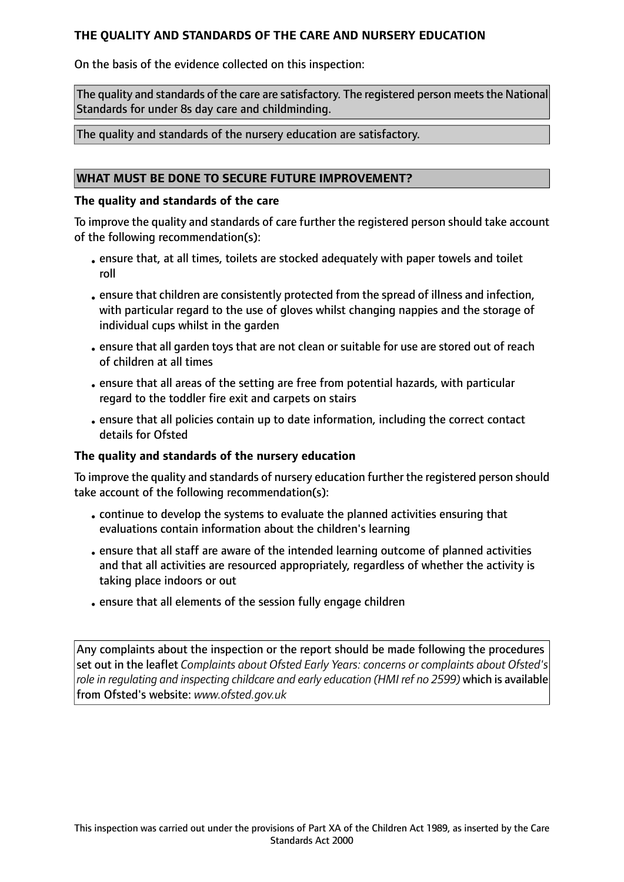## THE QUALITY AND STANDARDS OF THE CARE AND NURSERY EDUCATION

On the basis of the evidence collected on this inspection:

The quality and standards of the care are satisfactory. The registered person meets the National Standards for under 8s day care and childminding.

The quality and standards of the nursery education are satisfactory.

## WHAT MUST BE DONE TO SECURE FUTURE IMPROVEMENT?

### The quality and standards of the care

To improve the quality and standards of care further the registered person should take account of the following recommendation(s):

- ensure that, at all times, toilets are stocked adequately with paper towels and toilet roll
- ensure that children are consistently protected from the spread of illness and infection, with particular regard to the use of gloves whilst changing nappies and the storage of individual cups whilst in the garden
- ensure that all garden toys that are not clean or suitable for use are stored out of reach of children at all times
- ensure that all areas of the setting are free from potential hazards, with particular regard to the toddler fire exit and carpets on stairs
- ensure that all policies contain up to date information, including the correct contact details for Ofsted

### The quality and standards of the nursery education

To improve the quality and standards of nursery education further the registered person should take account of the following recommendation(s):

- continue to develop the systems to evaluate the planned activities ensuring that evaluations contain information about the children's learning
- ensure that all staff are aware of the intended learning outcome of planned activities and that all activities are resourced appropriately, regardless of whether the activity is taking place indoors or out
- ensure that all elements of the session fully engage children

Any complaints about the inspection or the report should be made following the procedures set out in the leaflet *Complaints about Ofsted Early Years: concerns or complaints about Ofsted's role in regulating and inspecting childcare and early education (HMI ref no 2599)* which is available from Ofsted's website: *www.ofsted.gov.uk*

This inspection was carried out under the provisions of Part XA of the Children Act 1989, as inserted by the Care Standards Act 2000